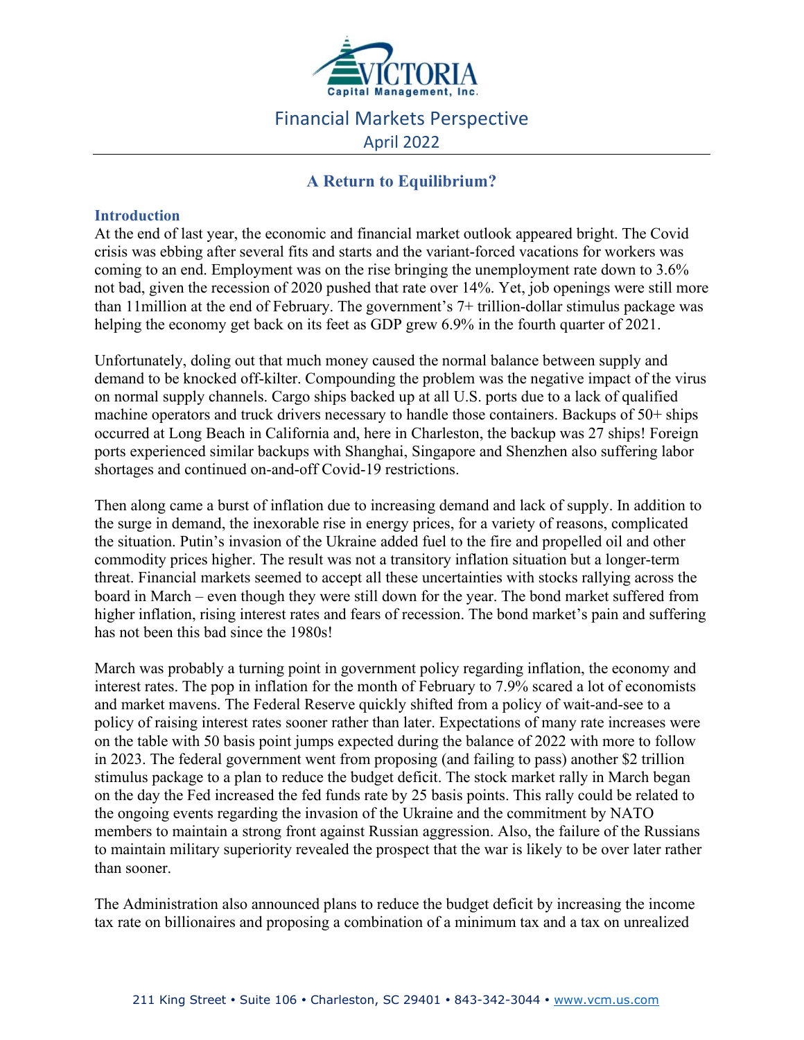VICTORIA Capital Management, Inc.

Financial Markets Perspective

April 2022

## A Return to Equilibrium?

### Introduction

At the end of last year, the economic and financial market outlook appeared bright. The Covid crisis was ebbing after several fits and starts and the variant-forced vacations for workers was coming to an end. Employment was on the rise bringing the unemployment rate down to 3.6% not bad, given the recession of 2020 pushed that rate over 14%. Yet, job openings were still more than 11million at the end of February. The government's 7+ trillion-dollar stimulus package was helping the economy get back on its feet as GDP grew 6.9% in the fourth quarter of 2021.

Unfortunately, doling out that much money caused the normal balance between supply and demand to be knocked off-kilter. Compounding the problem was the negative impact of the virus on normal supply channels. Cargo ships backed up at all U.S. ports due to a lack of qualified machine operators and truck drivers necessary to handle those containers. Backups of 50+ ships occurred at Long Beach in California and, here in Charleston, the backup was 27 ships! Foreign ports experienced similar backups with Shanghai, Singapore and Shenzhen also suffering labor shortages and continued on-and-off Covid-19 restrictions.

Then along came a burst of inflation due to increasing demand and lack of supply. In addition to the surge in demand, the inexorable rise in energy prices, for a variety of reasons, complicated the situation. Putin's invasion of the Ukraine added fuel to the fire and propelled oil and other commodity prices higher. The result was not a transitory inflation situation but a longer-term threat. Financial markets seemed to accept all these uncertainties with stocks rallying across the board in March – even though they were still down for the year. The bond market suffered from higher inflation, rising interest rates and fears of recession. The bond market's pain and suffering has not been this bad since the 1980s!

March was probably a turning point in government policy regarding inflation, the economy and interest rates. The pop in inflation for the month of February to 7.9% scared a lot of economists and market mavens. The Federal Reserve quickly shifted from a policy of wait-and-see to a policy of raising interest rates sooner rather than later. Expectations of many rate increases were on the table with 50 basis point jumps expected during the balance of 2022 with more to follow in 2023. The federal government went from proposing (and failing to pass) another $2 trillion stimulus package to a plan to reduce the budget deficit. The stock market rally in March began on the day the Fed increased the fed funds rate by 25 basis points. This rally could be related to the ongoing events regarding the invasion of the Ukraine and the commitment by NATO members to maintain a strong front against Russian aggression. Also, the failure of the Russians to maintain military superiority revealed the prospect that the war is likely to be over later rather than sooner.

The Administration also announced plans to reduce the budget deficit by increasing the income tax rate on billionaires and proposing a combination of a minimum tax and a tax on unrealized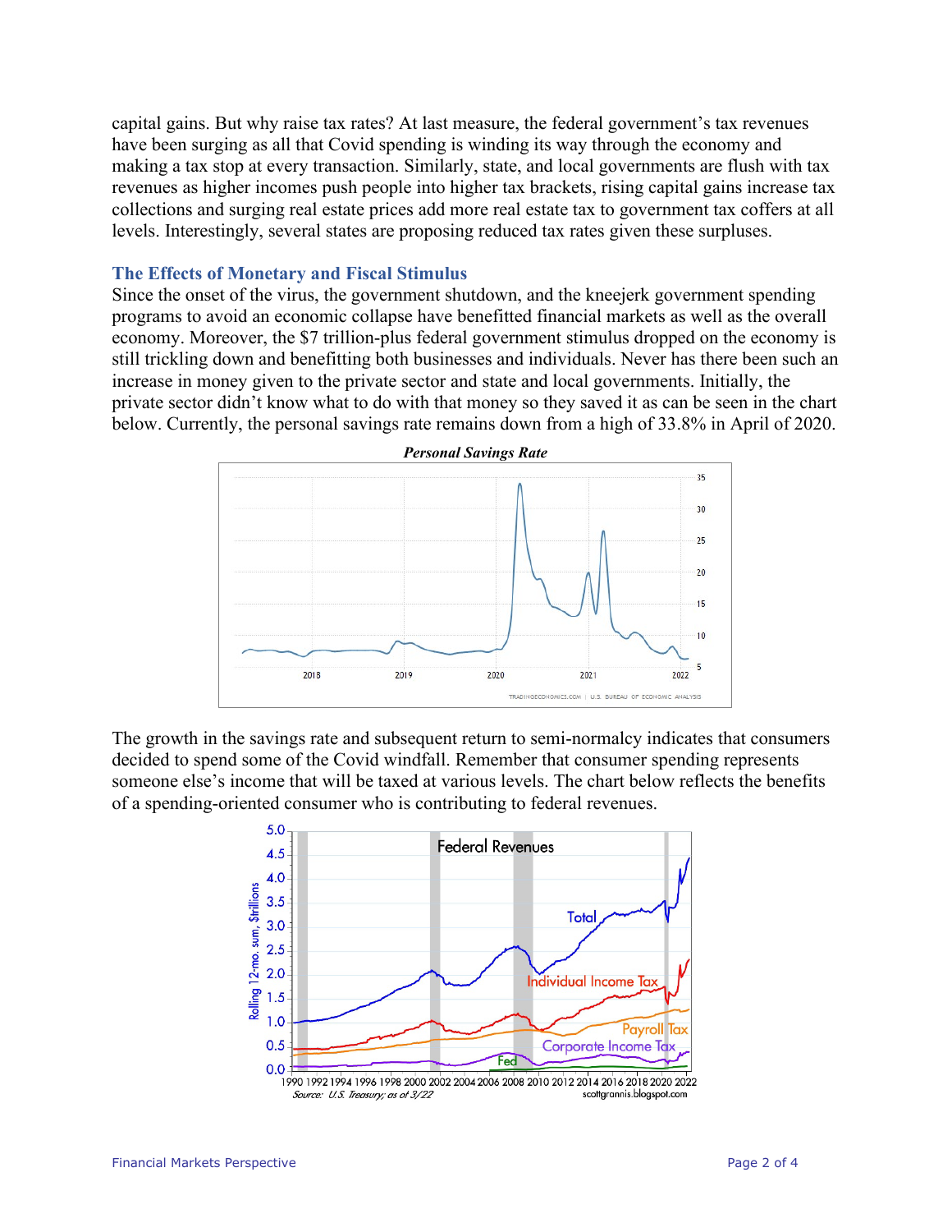capital gains. But why raise tax rates? At last measure, the federal government's tax revenues have been surging as all that Covid spending is winding its way through the economy and making a tax stop at every transaction. Similarly, state, and local governments are flush with tax revenues as higher incomes push people into higher tax brackets, rising capital gains increase tax collections and surging real estate prices add more real estate tax to government tax coffers at all levels. Interestingly, several states are proposing reduced tax rates given these surpluses.

### The Effects of Monetary and Fiscal Stimulus

Since the onset of the virus, the government shutdown, and the kneejerk government spending programs to avoid an economic collapse have benefitted financial markets as well as the overall economy. Moreover, the $7 trillion-plus federal government stimulus dropped on the economy is still trickling down and benefitting both businesses and individuals. Never has there been such an increase in money given to the private sector and state and local governments. Initially, the private sector didn't know what to do with that money so they saved it as can be seen in the chart below. Currently, the personal savings rate remains down from a high of 33.8% in April of 2020.

***Personal Savings Rate***

The growth in the savings rate and subsequent return to semi-normalcy indicates that consumers decided to spend some of the Covid windfall. Remember that consumer spending represents someone else's income that will be taxed at various levels. The chart below reflects the benefits of a spending-oriented consumer who is contributing to federal revenues.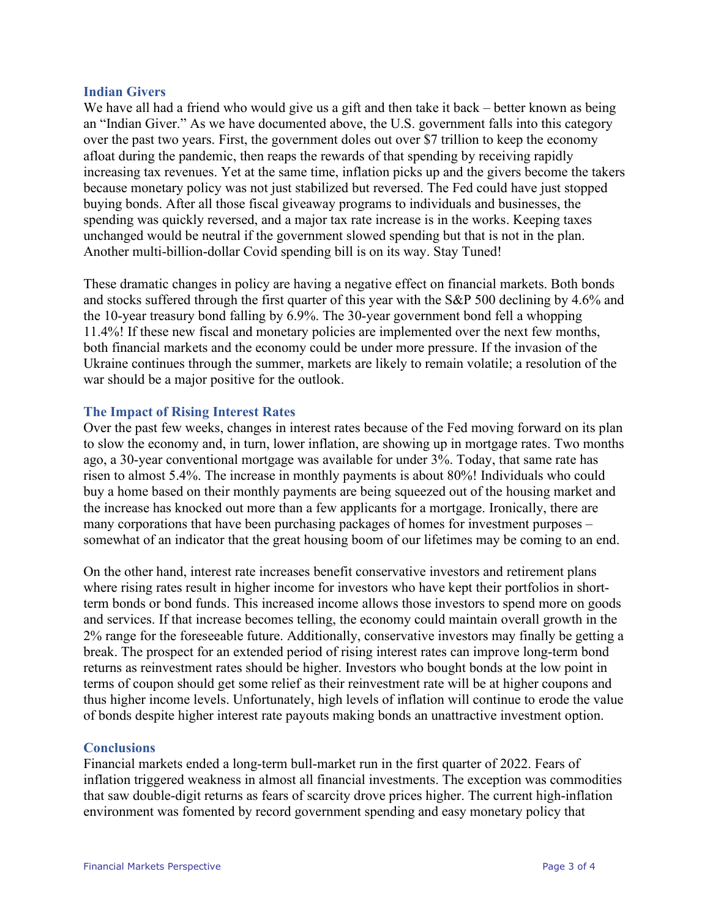## Indian Givers

We have all had a friend who would give us a gift and then take it back – better known as being an "Indian Giver." As we have documented above, the U.S. government falls into this category over the past two years. First, the government doles out over $7 trillion to keep the economy afloat during the pandemic, then reaps the rewards of that spending by receiving rapidly increasing tax revenues. Yet at the same time, inflation picks up and the givers become the takers because monetary policy was not just stabilized but reversed. The Fed could have just stopped buying bonds. After all those fiscal giveaway programs to individuals and businesses, the spending was quickly reversed, and a major tax rate increase is in the works. Keeping taxes unchanged would be neutral if the government slowed spending but that is not in the plan. Another multi-billion-dollar Covid spending bill is on its way. Stay Tuned!

These dramatic changes in policy are having a negative effect on financial markets. Both bonds and stocks suffered through the first quarter of this year with the S&P 500 declining by 4.6% and the 10-year treasury bond falling by 6.9%. The 30-year government bond fell a whopping 11.4%! If these new fiscal and monetary policies are implemented over the next few months, both financial markets and the economy could be under more pressure. If the invasion of the Ukraine continues through the summer, markets are likely to remain volatile; a resolution of the war should be a major positive for the outlook.

## The Impact of Rising Interest Rates

Over the past few weeks, changes in interest rates because of the Fed moving forward on its plan to slow the economy and, in turn, lower inflation, are showing up in mortgage rates. Two months ago, a 30-year conventional mortgage was available for under 3%. Today, that same rate has risen to almost 5.4%. The increase in monthly payments is about 80%! Individuals who could buy a home based on their monthly payments are being squeezed out of the housing market and the increase has knocked out more than a few applicants for a mortgage. Ironically, there are many corporations that have been purchasing packages of homes for investment purposes – somewhat of an indicator that the great housing boom of our lifetimes may be coming to an end.

On the other hand, interest rate increases benefit conservative investors and retirement plans where rising rates result in higher income for investors who have kept their portfolios in short-term bonds or bond funds. This increased income allows those investors to spend more on goods and services. If that increase becomes telling, the economy could maintain overall growth in the 2% range for the foreseeable future. Additionally, conservative investors may finally be getting a break. The prospect for an extended period of rising interest rates can improve long-term bond returns as reinvestment rates should be higher. Investors who bought bonds at the low point in terms of coupon should get some relief as their reinvestment rate will be at higher coupons and thus higher income levels. Unfortunately, high levels of inflation will continue to erode the value of bonds despite higher interest rate payouts making bonds an unattractive investment option.

## Conclusions

Financial markets ended a long-term bull-market run in the first quarter of 2022. Fears of inflation triggered weakness in almost all financial investments. The exception was commodities that saw double-digit returns as fears of scarcity drove prices higher. The current high-inflation environment was fomented by record government spending and easy monetary policy that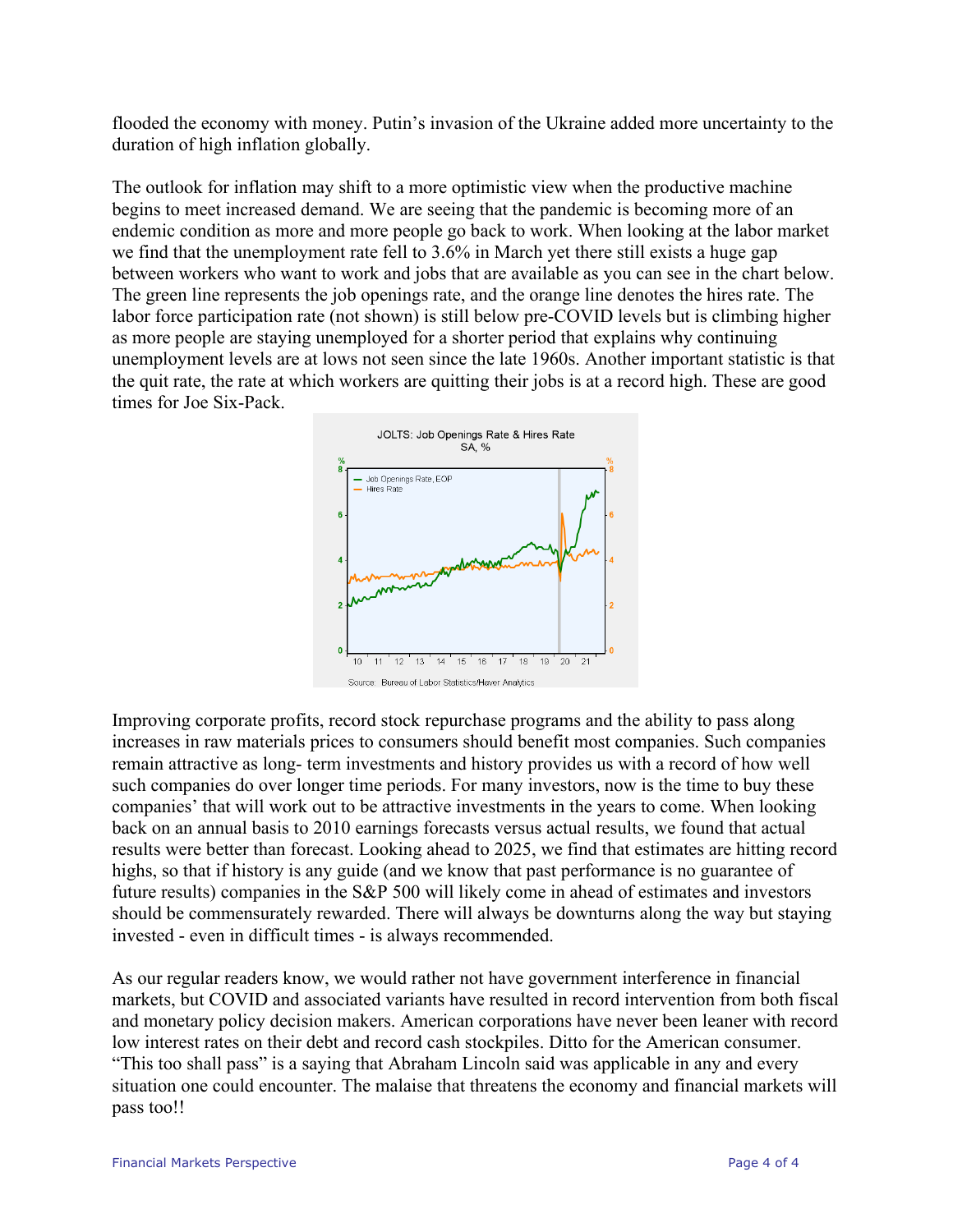flooded the economy with money. Putin's invasion of the Ukraine added more uncertainty to the duration of high inflation globally.

The outlook for inflation may shift to a more optimistic view when the productive machine begins to meet increased demand. We are seeing that the pandemic is becoming more of an endemic condition as more and more people go back to work. When looking at the labor market we find that the unemployment rate fell to 3.6% in March yet there still exists a huge gap between workers who want to work and jobs that are available as you can see in the chart below. The green line represents the job openings rate, and the orange line denotes the hires rate. The labor force participation rate (not shown) is still below pre-COVID levels but is climbing higher as more people are staying unemployed for a shorter period that explains why continuing unemployment levels are at lows not seen since the late 1960s. Another important statistic is that the quit rate, the rate at which workers are quitting their jobs is at a record high. These are good times for Joe Six-Pack.

JOLTS: Job Openings Rate & Hires Rate
SA, %

% %
8 8
6 6
4 4
2 2
0 0

Job Openings Rate, EOP
Hires Rate

10 11 12 13 14 15 16 17 18 19 20 21

Source: Bureau of Labor Statistics/Haver Analytics

Improving corporate profits, record stock repurchase programs and the ability to pass along increases in raw materials prices to consumers should benefit most companies. Such companies remain attractive as long- term investments and history provides us with a record of how well such companies do over longer time periods. For many investors, now is the time to buy these companies' that will work out to be attractive investments in the years to come. When looking back on an annual basis to 2010 earnings forecasts versus actual results, we found that actual results were better than forecast. Looking ahead to 2025, we find that estimates are hitting record highs, so that if history is any guide (and we know that past performance is no guarantee of future results) companies in the S&P 500 will likely come in ahead of estimates and investors should be commensurately rewarded. There will always be downturns along the way but staying invested - even in difficult times - is always recommended.

As our regular readers know, we would rather not have government interference in financial markets, but COVID and associated variants have resulted in record intervention from both fiscal and monetary policy decision makers. American corporations have never been leaner with record low interest rates on their debt and record cash stockpiles. Ditto for the American consumer. "This too shall pass" is a saying that Abraham Lincoln said was applicable in any and every situation one could encounter. The malaise that threatens the economy and financial markets will pass too!!